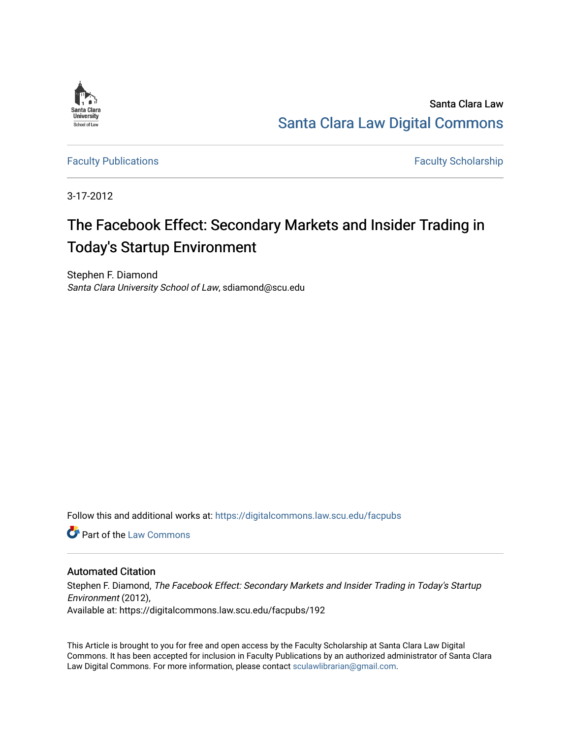Santa Clara Law

Santa Clara Law Digital Commons

Faculty Publications

Faculty Scholarship

3-17-2012

# The Facebook Effect: Secondary Markets and Insider Trading in Today's Startup Environment

Stephen F. Diamond
*Santa Clara University School of Law*, sdiamond@scu.edu

Follow this and additional works at: https://digitalcommons.law.scu.edu/facpubs

Part of the Law Commons

## Automated Citation

Stephen F. Diamond, *The Facebook Effect: Secondary Markets and Insider Trading in Today's Startup Environment* (2012),
Available at: https://digitalcommons.law.scu.edu/facpubs/192

This Article is brought to you for free and open access by the Faculty Scholarship at Santa Clara Law Digital Commons. It has been accepted for inclusion in Faculty Publications by an authorized administrator of Santa Clara Law Digital Commons. For more information, please contact sculawlibrarian@gmail.com.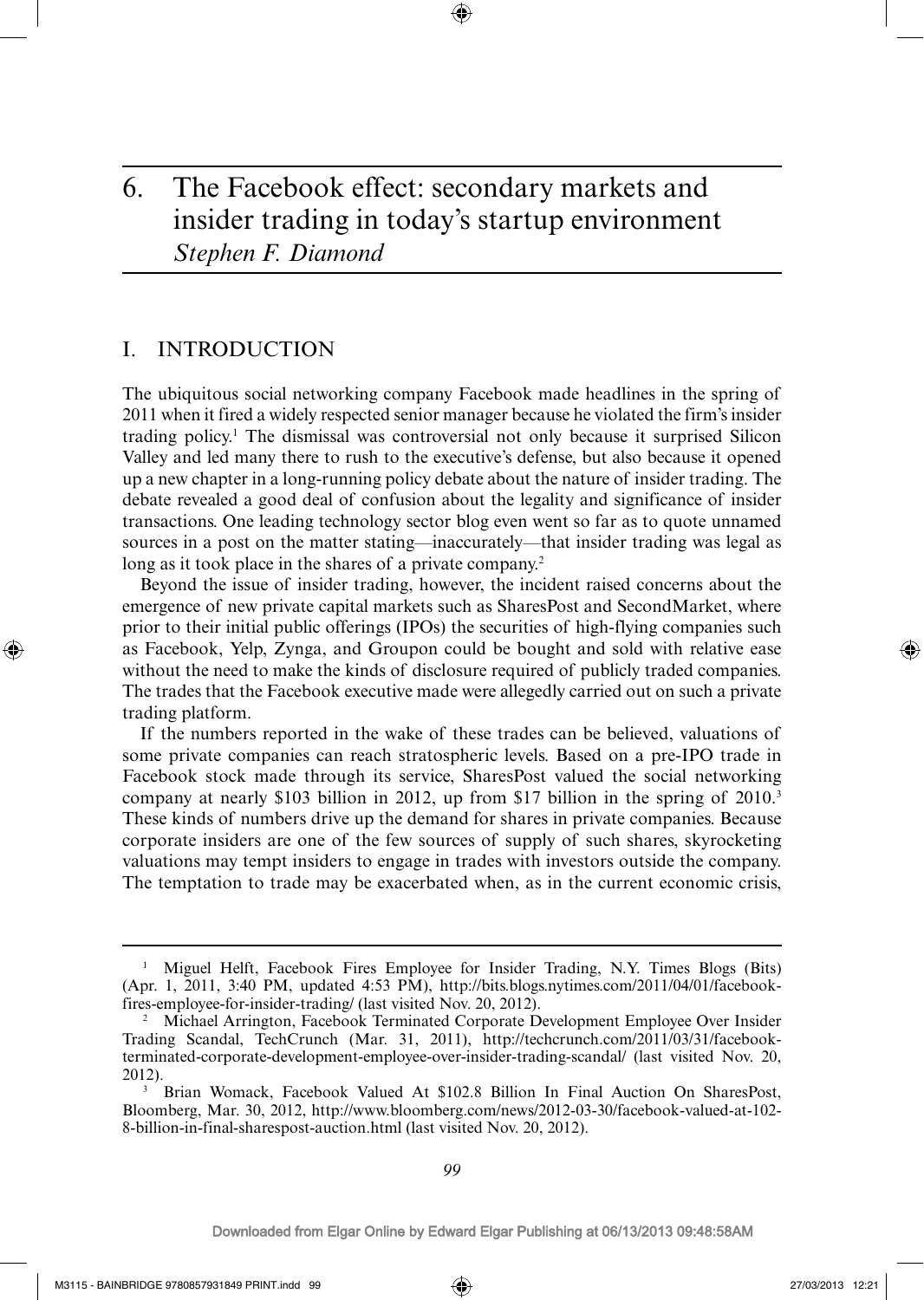# 6. The Facebook effect: secondary markets and insider trading in today's startup environment

*Stephen F. Diamond*

## I. INTRODUCTION

The ubiquitous social networking company Facebook made headlines in the spring of 2011 when it fired a widely respected senior manager because he violated the firm's insider trading policy.[1] The dismissal was controversial not only because it surprised Silicon Valley and led many there to rush to the executive's defense, but also because it opened up a new chapter in a long-running policy debate about the nature of insider trading. The debate revealed a good deal of confusion about the legality and significance of insider transactions. One leading technology sector blog even went so far as to quote unnamed sources in a post on the matter stating—inaccurately—that insider trading was legal as long as it took place in the shares of a private company.[2]

Beyond the issue of insider trading, however, the incident raised concerns about the emergence of new private capital markets such as SharesPost and SecondMarket, where prior to their initial public offerings (IPOs) the securities of high-flying companies such as Facebook, Yelp, Zynga, and Groupon could be bought and sold with relative ease without the need to make the kinds of disclosure required of publicly traded companies. The trades that the Facebook executive made were allegedly carried out on such a private trading platform.

If the numbers reported in the wake of these trades can be believed, valuations of some private companies can reach stratospheric levels. Based on a pre-IPO trade in Facebook stock made through its service, SharesPost valued the social networking company at nearly \$103 billion in 2012, up from \$17 billion in the spring of 2010.[3] These kinds of numbers drive up the demand for shares in private companies. Because corporate insiders are one of the few sources of supply of such shares, skyrocketing valuations may tempt insiders to engage in trades with investors outside the company. The temptation to trade may be exacerbated when, as in the current economic crisis,

---

[1] Miguel Helft, Facebook Fires Employee for Insider Trading, N.Y. Times Blogs (Bits) (Apr. 1, 2011, 3:40 PM, updated 4:53 PM), http://bits.blogs.nytimes.com/2011/04/01/facebook-fires-employee-for-insider-trading/ (last visited Nov. 20, 2012).

[2] Michael Arrington, Facebook Terminated Corporate Development Employee Over Insider Trading Scandal, TechCrunch (Mar. 31, 2011), http://techcrunch.com/2011/03/31/facebook-terminated-corporate-development-employee-over-insider-trading-scandal/ (last visited Nov. 20, 2012).

[3] Brian Womack, Facebook Valued At \$102.8 Billion In Final Auction On SharesPost, Bloomberg, Mar. 30, 2012, http://www.bloomberg.com/news/2012-03-30/facebook-valued-at-102-8-billion-in-final-sharespost-auction.html (last visited Nov. 20, 2012).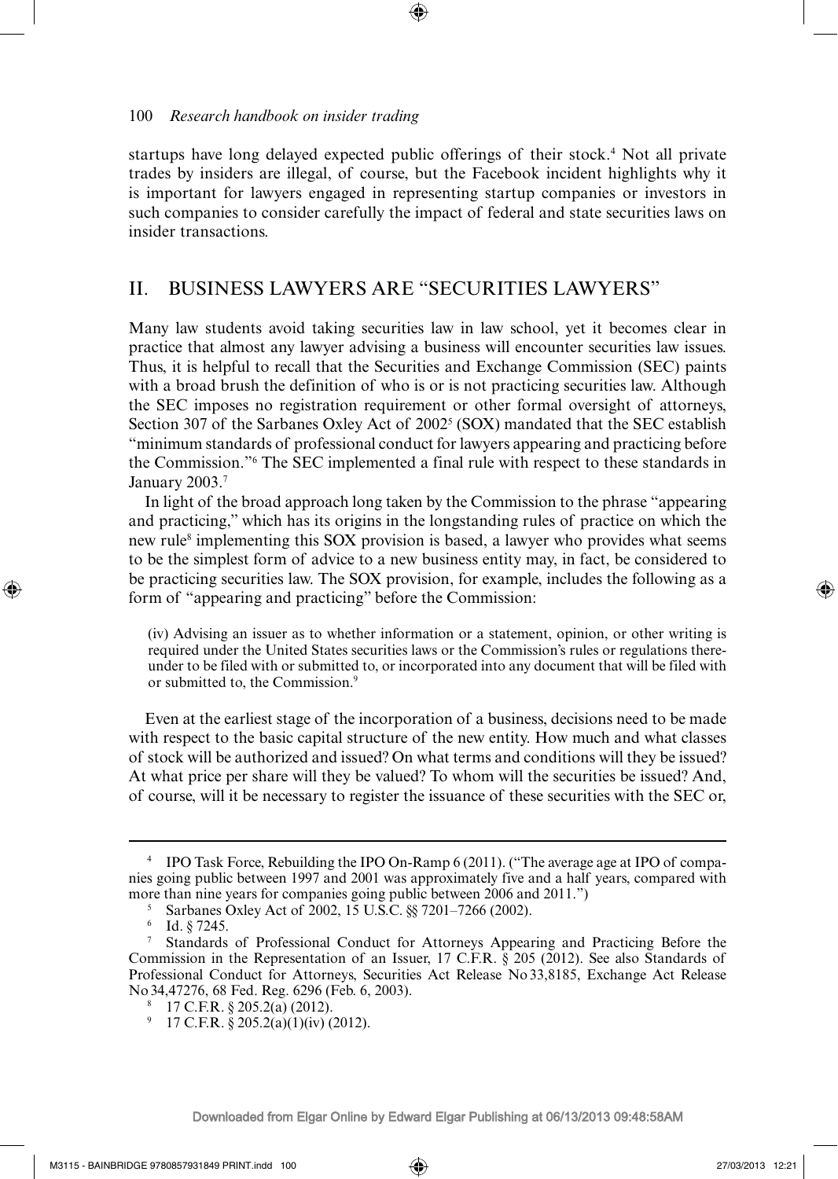startups have long delayed expected public offerings of their stock.[4] Not all private trades by insiders are illegal, of course, but the Facebook incident highlights why it is important for lawyers engaged in representing startup companies or investors in such companies to consider carefully the impact of federal and state securities laws on insider transactions.

## II. BUSINESS LAWYERS ARE "SECURITIES LAWYERS"

Many law students avoid taking securities law in law school, yet it becomes clear in practice that almost any lawyer advising a business will encounter securities law issues. Thus, it is helpful to recall that the Securities and Exchange Commission (SEC) paints with a broad brush the definition of who is or is not practicing securities law. Although the SEC imposes no registration requirement or other formal oversight of attorneys, Section 307 of the Sarbanes Oxley Act of 2002[5] (SOX) mandated that the SEC establish "minimum standards of professional conduct for lawyers appearing and practicing before the Commission."[6] The SEC implemented a final rule with respect to these standards in January 2003.[7]

In light of the broad approach long taken by the Commission to the phrase "appearing and practicing," which has its origins in the longstanding rules of practice on which the new rule[8] implementing this SOX provision is based, a lawyer who provides what seems to be the simplest form of advice to a new business entity may, in fact, be considered to be practicing securities law. The SOX provision, for example, includes the following as a form of "appearing and practicing" before the Commission:

> (iv) Advising an issuer as to whether information or a statement, opinion, or other writing is required under the United States securities laws or the Commission's rules or regulations thereunder to be filed with or submitted to, or incorporated into any document that will be filed with or submitted to, the Commission.[9]

Even at the earliest stage of the incorporation of a business, decisions need to be made with respect to the basic capital structure of the new entity. How much and what classes of stock will be authorized and issued? On what terms and conditions will they be issued? At what price per share will they be valued? To whom will the securities be issued? And, of course, will it be necessary to register the issuance of these securities with the SEC or,

---

[4] IPO Task Force, Rebuilding the IPO On-Ramp 6 (2011). ("The average age at IPO of companies going public between 1997 and 2001 was approximately five and a half years, compared with more than nine years for companies going public between 2006 and 2011.")

[5] Sarbanes Oxley Act of 2002, 15 U.S.C. §§ 7201–7266 (2002).

[6] Id. § 7245.

[7] Standards of Professional Conduct for Attorneys Appearing and Practicing Before the Commission in the Representation of an Issuer, 17 C.F.R. § 205 (2012). See also Standards of Professional Conduct for Attorneys, Securities Act Release No 33,8185, Exchange Act Release No 34,47276, 68 Fed. Reg. 6296 (Feb. 6, 2003).

[8] 17 C.F.R. § 205.2(a) (2012).

[9] 17 C.F.R. § 205.2(a)(1)(iv) (2012).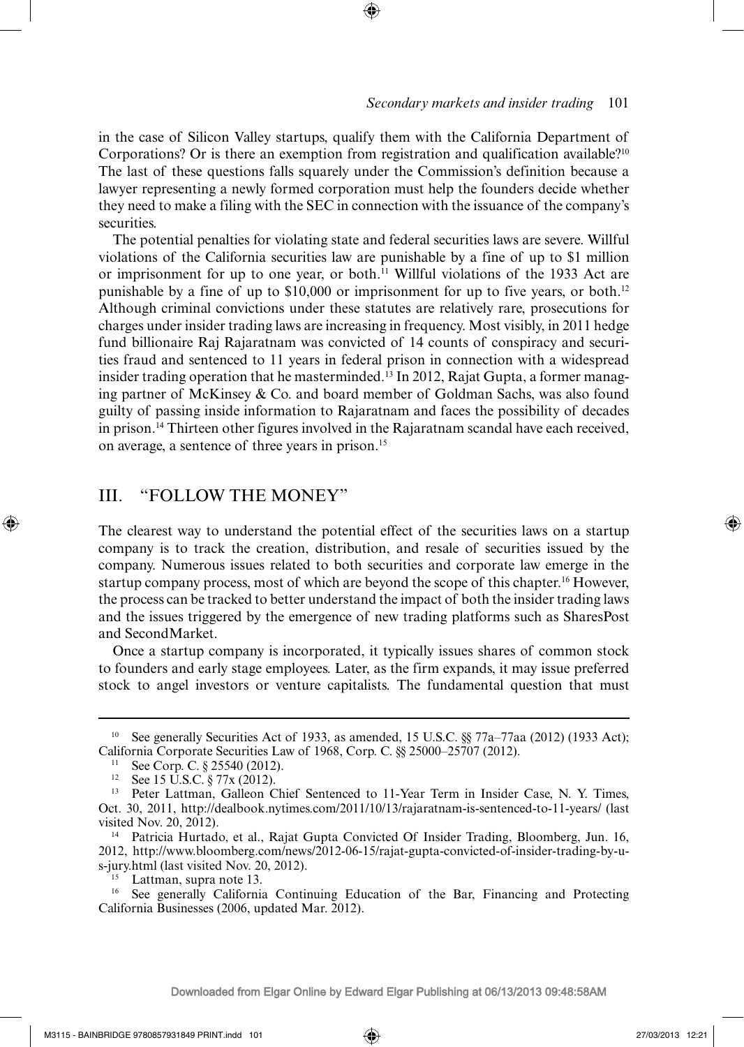in the case of Silicon Valley startups, qualify them with the California Department of Corporations? Or is there an exemption from registration and qualification available?[10] The last of these questions falls squarely under the Commission's definition because a lawyer representing a newly formed corporation must help the founders decide whether they need to make a filing with the SEC in connection with the issuance of the company's securities.

The potential penalties for violating state and federal securities laws are severe. Willful violations of the California securities law are punishable by a fine of up to $1 million or imprisonment for up to one year, or both.[11] Willful violations of the 1933 Act are punishable by a fine of up to $10,000 or imprisonment for up to five years, or both.[12] Although criminal convictions under these statutes are relatively rare, prosecutions for charges under insider trading laws are increasing in frequency. Most visibly, in 2011 hedge fund billionaire Raj Rajaratnam was convicted of 14 counts of conspiracy and securities fraud and sentenced to 11 years in federal prison in connection with a widespread insider trading operation that he masterminded.[13] In 2012, Rajat Gupta, a former managing partner of McKinsey & Co. and board member of Goldman Sachs, was also found guilty of passing inside information to Rajaratnam and faces the possibility of decades in prison.[14] Thirteen other figures involved in the Rajaratnam scandal have each received, on average, a sentence of three years in prison.[15]

## III. "FOLLOW THE MONEY"

The clearest way to understand the potential effect of the securities laws on a startup company is to track the creation, distribution, and resale of securities issued by the company. Numerous issues related to both securities and corporate law emerge in the startup company process, most of which are beyond the scope of this chapter.[16] However, the process can be tracked to better understand the impact of both the insider trading laws and the issues triggered by the emergence of new trading platforms such as SharesPost and SecondMarket.

Once a startup company is incorporated, it typically issues shares of common stock to founders and early stage employees. Later, as the firm expands, it may issue preferred stock to angel investors or venture capitalists. The fundamental question that must

---

[10] See generally Securities Act of 1933, as amended, 15 U.S.C. §§ 77a–77aa (2012) (1933 Act); California Corporate Securities Law of 1968, Corp. C. §§ 25000–25707 (2012).

[11] See Corp. C. § 25540 (2012).

[12] See 15 U.S.C. § 77x (2012).

[13] Peter Lattman, Galleon Chief Sentenced to 11-Year Term in Insider Case, N. Y. Times, Oct. 30, 2011, http://dealbook.nytimes.com/2011/10/13/rajaratnam-is-sentenced-to-11-years/ (last visited Nov. 20, 2012).

[14] Patricia Hurtado, et al., Rajat Gupta Convicted Of Insider Trading, Bloomberg, Jun. 16, 2012, http://www.bloomberg.com/news/2012-06-15/rajat-gupta-convicted-of-insider-trading-by-u-s-jury.html (last visited Nov. 20, 2012).

[15] Lattman, supra note 13.

[16] See generally California Continuing Education of the Bar, Financing and Protecting California Businesses (2006, updated Mar. 2012).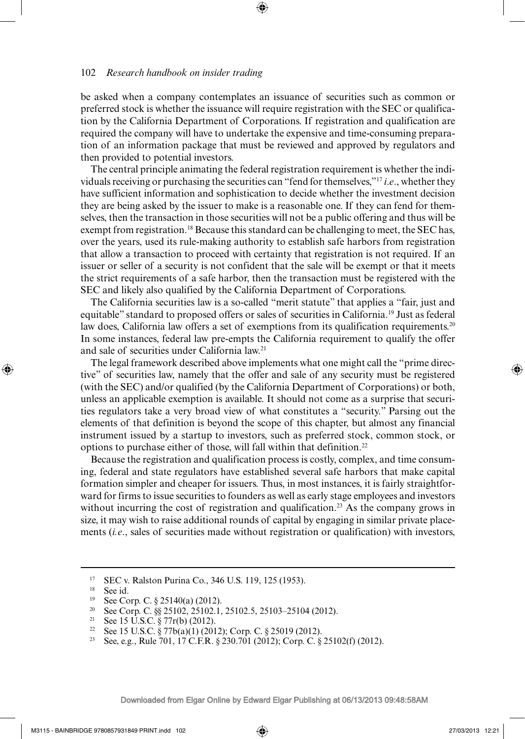be asked when a company contemplates an issuance of securities such as common or preferred stock is whether the issuance will require registration with the SEC or qualification by the California Department of Corporations. If registration and qualification are required the company will have to undertake the expensive and time-consuming preparation of an information package that must be reviewed and approved by regulators and then provided to potential investors.

The central principle animating the federal registration requirement is whether the individuals receiving or purchasing the securities can "fend for themselves,"[17] *i.e.*, whether they have sufficient information and sophistication to decide whether the investment decision they are being asked by the issuer to make is a reasonable one. If they can fend for themselves, then the transaction in those securities will not be a public offering and thus will be exempt from registration.[18] Because this standard can be challenging to meet, the SEC has, over the years, used its rule-making authority to establish safe harbors from registration that allow a transaction to proceed with certainty that registration is not required. If an issuer or seller of a security is not confident that the sale will be exempt or that it meets the strict requirements of a safe harbor, then the transaction must be registered with the SEC and likely also qualified by the California Department of Corporations.

The California securities law is a so-called "merit statute" that applies a "fair, just and equitable" standard to proposed offers or sales of securities in California.[19] Just as federal law does, California law offers a set of exemptions from its qualification requirements.[20] In some instances, federal law pre-empts the California requirement to qualify the offer and sale of securities under California law.[21]

The legal framework described above implements what one might call the "prime directive" of securities law, namely that the offer and sale of any security must be registered (with the SEC) and/or qualified (by the California Department of Corporations) or both, unless an applicable exemption is available. It should not come as a surprise that securities regulators take a very broad view of what constitutes a "security." Parsing out the elements of that definition is beyond the scope of this chapter, but almost any financial instrument issued by a startup to investors, such as preferred stock, common stock, or options to purchase either of those, will fall within that definition.[22]

Because the registration and qualification process is costly, complex, and time consuming, federal and state regulators have established several safe harbors that make capital formation simpler and cheaper for issuers. Thus, in most instances, it is fairly straightforward for firms to issue securities to founders as well as early stage employees and investors without incurring the cost of registration and qualification.[23] As the company grows in size, it may wish to raise additional rounds of capital by engaging in similar private placements (*i.e.*, sales of securities made without registration or qualification) with investors,

---

[17] SEC v. Ralston Purina Co., 346 U.S. 119, 125 (1953).

[18] See id.

[19] See Corp. C. § 25140(a) (2012).

[20] See Corp. C. §§ 25102, 25102.1, 25102.5, 25103–25104 (2012).

[21] See 15 U.S.C. § 77r(b) (2012).

[22] See 15 U.S.C. § 77b(a)(1) (2012); Corp. C. § 25019 (2012).

[23] See, e.g., Rule 701, 17 C.F.R. § 230.701 (2012); Corp. C. § 25102(f) (2012).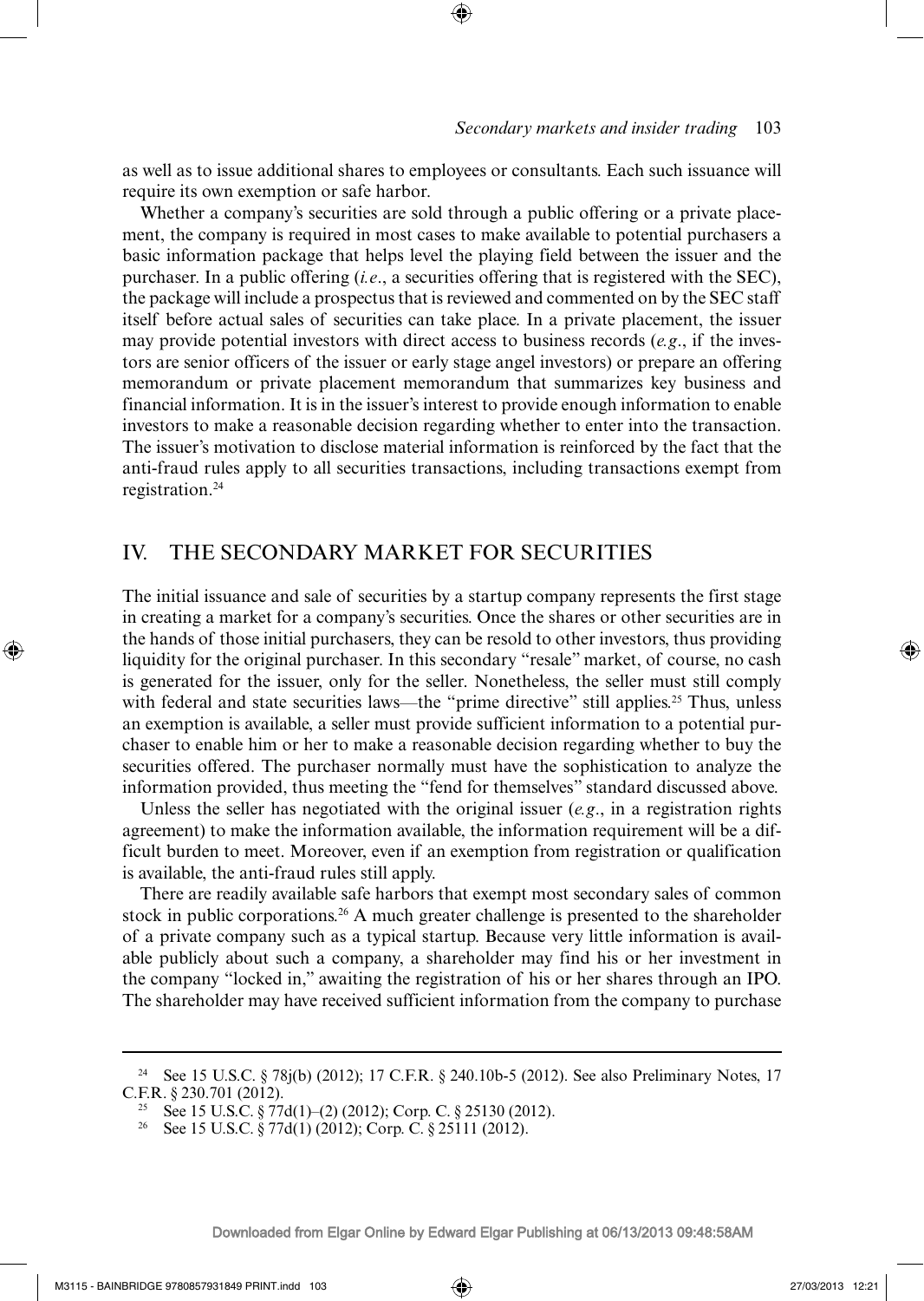as well as to issue additional shares to employees or consultants. Each such issuance will require its own exemption or safe harbor.

Whether a company's securities are sold through a public offering or a private placement, the company is required in most cases to make available to potential purchasers a basic information package that helps level the playing field between the issuer and the purchaser. In a public offering (*i.e*., a securities offering that is registered with the SEC), the package will include a prospectus that is reviewed and commented on by the SEC staff itself before actual sales of securities can take place. In a private placement, the issuer may provide potential investors with direct access to business records (*e.g*., if the investors are senior officers of the issuer or early stage angel investors) or prepare an offering memorandum or private placement memorandum that summarizes key business and financial information. It is in the issuer's interest to provide enough information to enable investors to make a reasonable decision regarding whether to enter into the transaction. The issuer's motivation to disclose material information is reinforced by the fact that the anti-fraud rules apply to all securities transactions, including transactions exempt from registration.[24]

## IV. THE SECONDARY MARKET FOR SECURITIES

The initial issuance and sale of securities by a startup company represents the first stage in creating a market for a company's securities. Once the shares or other securities are in the hands of those initial purchasers, they can be resold to other investors, thus providing liquidity for the original purchaser. In this secondary "resale" market, of course, no cash is generated for the issuer, only for the seller. Nonetheless, the seller must still comply with federal and state securities laws—the "prime directive" still applies.[25] Thus, unless an exemption is available, a seller must provide sufficient information to a potential purchaser to enable him or her to make a reasonable decision regarding whether to buy the securities offered. The purchaser normally must have the sophistication to analyze the information provided, thus meeting the "fend for themselves" standard discussed above.

Unless the seller has negotiated with the original issuer (*e.g*., in a registration rights agreement) to make the information available, the information requirement will be a difficult burden to meet. Moreover, even if an exemption from registration or qualification is available, the anti-fraud rules still apply.

There are readily available safe harbors that exempt most secondary sales of common stock in public corporations.[26] A much greater challenge is presented to the shareholder of a private company such as a typical startup. Because very little information is available publicly about such a company, a shareholder may find his or her investment in the company "locked in," awaiting the registration of his or her shares through an IPO. The shareholder may have received sufficient information from the company to purchase

---

[24] See 15 U.S.C. § 78j(b) (2012); 17 C.F.R. § 240.10b-5 (2012). See also Preliminary Notes, 17 C.F.R. § 230.701 (2012).

[25] See 15 U.S.C. § 77d(1)–(2) (2012); Corp. C. § 25130 (2012).

[26] See 15 U.S.C. § 77d(1) (2012); Corp. C. § 25111 (2012).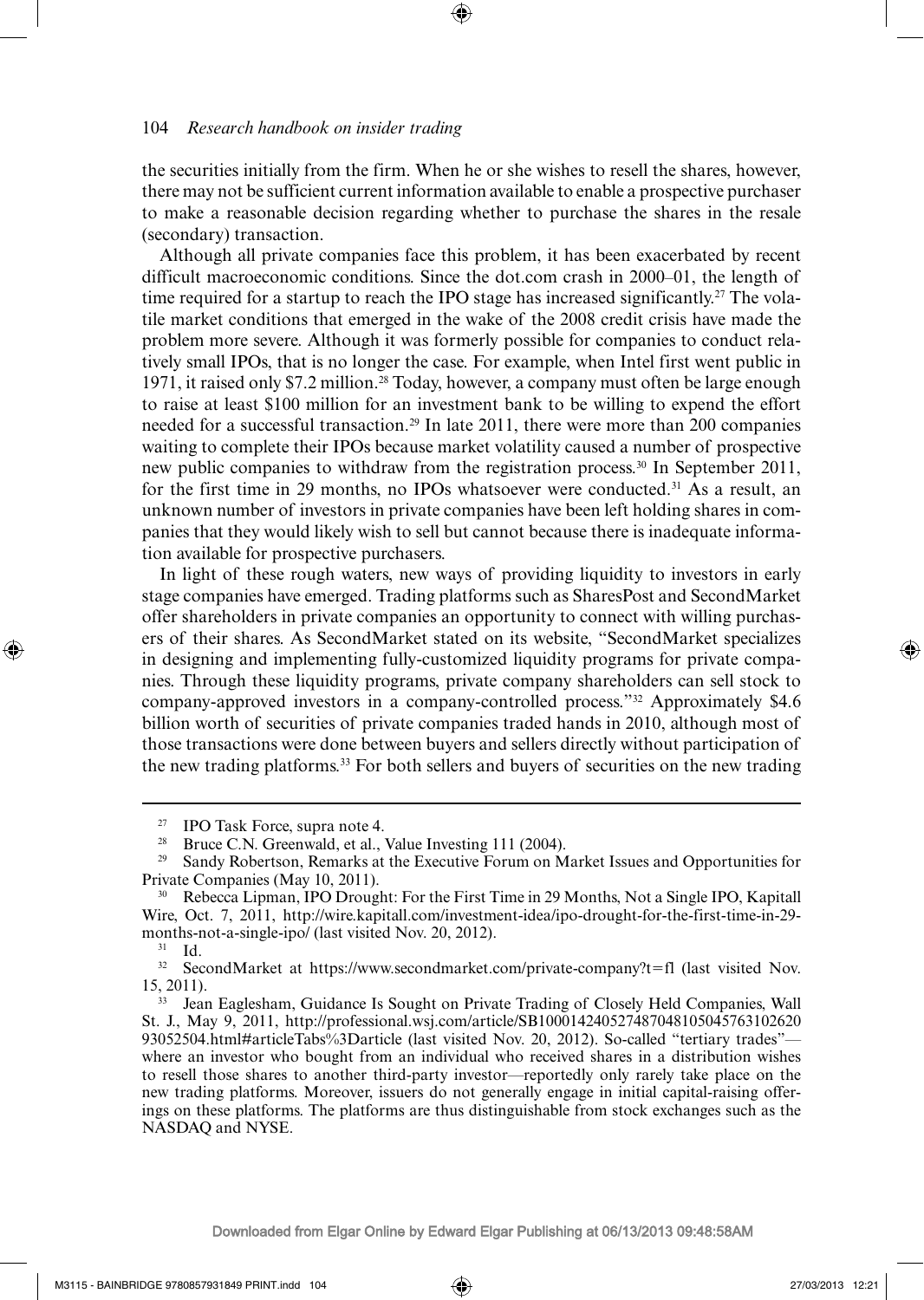the securities initially from the firm. When he or she wishes to resell the shares, however, there may not be sufficient current information available to enable a prospective purchaser to make a reasonable decision regarding whether to purchase the shares in the resale (secondary) transaction.

Although all private companies face this problem, it has been exacerbated by recent difficult macroeconomic conditions. Since the dot.com crash in 2000–01, the length of time required for a startup to reach the IPO stage has increased significantly.[27] The volatile market conditions that emerged in the wake of the 2008 credit crisis have made the problem more severe. Although it was formerly possible for companies to conduct relatively small IPOs, that is no longer the case. For example, when Intel first went public in 1971, it raised only $7.2 million.[28] Today, however, a company must often be large enough to raise at least $100 million for an investment bank to be willing to expend the effort needed for a successful transaction.[29] In late 2011, there were more than 200 companies waiting to complete their IPOs because market volatility caused a number of prospective new public companies to withdraw from the registration process.[30] In September 2011, for the first time in 29 months, no IPOs whatsoever were conducted.[31] As a result, an unknown number of investors in private companies have been left holding shares in companies that they would likely wish to sell but cannot because there is inadequate information available for prospective purchasers.

In light of these rough waters, new ways of providing liquidity to investors in early stage companies have emerged. Trading platforms such as SharesPost and SecondMarket offer shareholders in private companies an opportunity to connect with willing purchasers of their shares. As SecondMarket stated on its website, "SecondMarket specializes in designing and implementing fully-customized liquidity programs for private companies. Through these liquidity programs, private company shareholders can sell stock to company-approved investors in a company-controlled process."[32] Approximately $4.6 billion worth of securities of private companies traded hands in 2010, although most of those transactions were done between buyers and sellers directly without participation of the new trading platforms.[33] For both sellers and buyers of securities on the new trading

---

[27] IPO Task Force, supra note 4.

[28] Bruce C.N. Greenwald, et al., Value Investing 111 (2004).

[29] Sandy Robertson, Remarks at the Executive Forum on Market Issues and Opportunities for Private Companies (May 10, 2011).

[30] Rebecca Lipman, IPO Drought: For the First Time in 29 Months, Not a Single IPO, Kapitall Wire, Oct. 7, 2011, http://wire.kapitall.com/investment-idea/ipo-drought-for-the-first-time-in-29-months-not-a-single-ipo/ (last visited Nov. 20, 2012).

[31] Id.

[32] SecondMarket at https://www.secondmarket.com/private-company?t=fl (last visited Nov. 15, 2011).

[33] Jean Eaglesham, Guidance Is Sought on Private Trading of Closely Held Companies, Wall St. J., May 9, 2011, http://professional.wsj.com/article/SB10001424052748704810504576310262093052504.html#articleTabs%3Darticle (last visited Nov. 20, 2012). So-called "tertiary trades"—where an investor who bought from an individual who received shares in a distribution wishes to resell those shares to another third-party investor—reportedly only rarely take place on the new trading platforms. Moreover, issuers do not generally engage in initial capital-raising offerings on these platforms. The platforms are thus distinguishable from stock exchanges such as the NASDAQ and NYSE.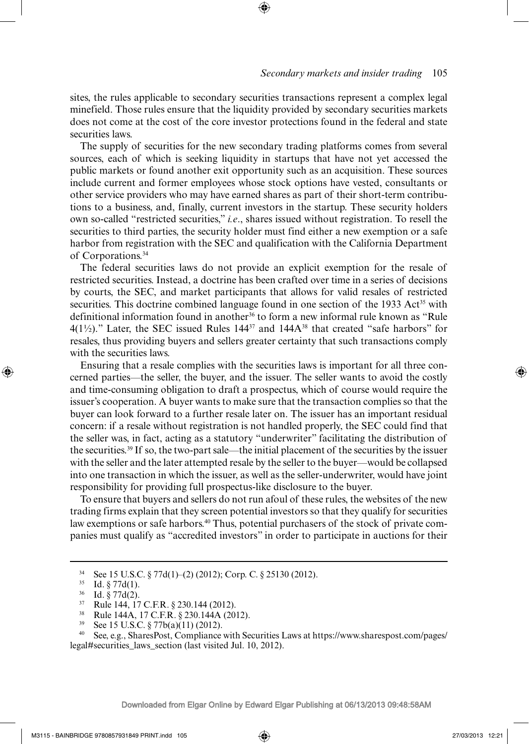sites, the rules applicable to secondary securities transactions represent a complex legal minefield. Those rules ensure that the liquidity provided by secondary securities markets does not come at the cost of the core investor protections found in the federal and state securities laws.

The supply of securities for the new secondary trading platforms comes from several sources, each of which is seeking liquidity in startups that have not yet accessed the public markets or found another exit opportunity such as an acquisition. These sources include current and former employees whose stock options have vested, consultants or other service providers who may have earned shares as part of their short-term contributions to a business, and, finally, current investors in the startup. These security holders own so-called "restricted securities," *i.e*., shares issued without registration. To resell the securities to third parties, the security holder must find either a new exemption or a safe harbor from registration with the SEC and qualification with the California Department of Corporations.[34]

The federal securities laws do not provide an explicit exemption for the resale of restricted securities. Instead, a doctrine has been crafted over time in a series of decisions by courts, the SEC, and market participants that allows for valid resales of restricted securities. This doctrine combined language found in one section of the 1933 Act[35] with definitional information found in another[36] to form a new informal rule known as "Rule 4(1½)." Later, the SEC issued Rules 144[37] and 144A[38] that created "safe harbors" for resales, thus providing buyers and sellers greater certainty that such transactions comply with the securities laws.

Ensuring that a resale complies with the securities laws is important for all three concerned parties—the seller, the buyer, and the issuer. The seller wants to avoid the costly and time-consuming obligation to draft a prospectus, which of course would require the issuer's cooperation. A buyer wants to make sure that the transaction complies so that the buyer can look forward to a further resale later on. The issuer has an important residual concern: if a resale without registration is not handled properly, the SEC could find that the seller was, in fact, acting as a statutory "underwriter" facilitating the distribution of the securities.[39] If so, the two-part sale—the initial placement of the securities by the issuer with the seller and the later attempted resale by the seller to the buyer—would be collapsed into one transaction in which the issuer, as well as the seller-underwriter, would have joint responsibility for providing full prospectus-like disclosure to the buyer.

To ensure that buyers and sellers do not run afoul of these rules, the websites of the new trading firms explain that they screen potential investors so that they qualify for securities law exemptions or safe harbors.[40] Thus, potential purchasers of the stock of private companies must qualify as "accredited investors" in order to participate in auctions for their

---

[34] See 15 U.S.C. § 77d(1)–(2) (2012); Corp. C. § 25130 (2012).

[35] Id. § 77d(1).

[36] Id. § 77d(2).

[37] Rule 144, 17 C.F.R. § 230.144 (2012).

[38] Rule 144A, 17 C.F.R. § 230.144A (2012).

[39] See 15 U.S.C. § 77b(a)(11) (2012).

[40] See, e.g., SharesPost, Compliance with Securities Laws at https://www.sharespost.com/pages/legal#securities_laws_section (last visited Jul. 10, 2012).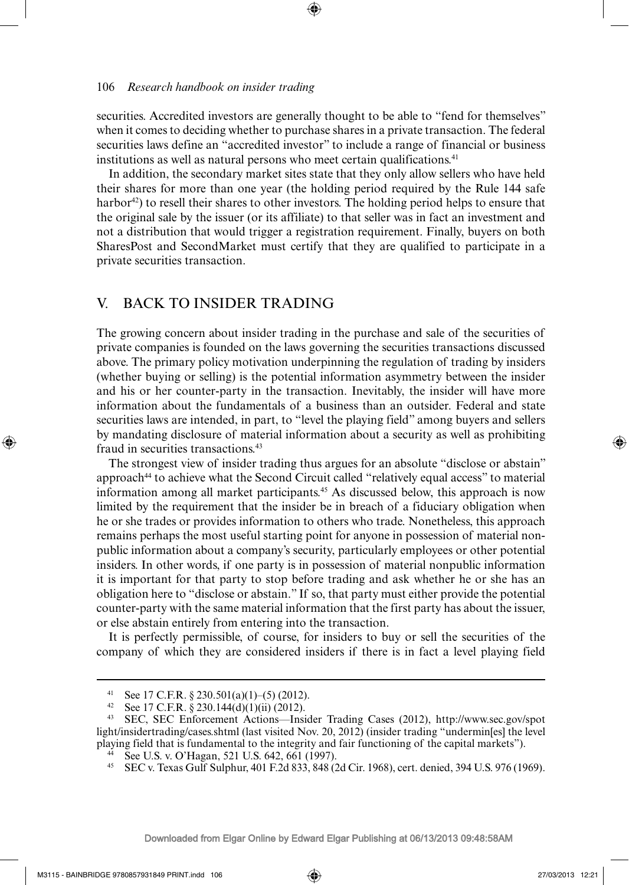securities. Accredited investors are generally thought to be able to "fend for themselves" when it comes to deciding whether to purchase shares in a private transaction. The federal securities laws define an "accredited investor" to include a range of financial or business institutions as well as natural persons who meet certain qualifications.[41]

In addition, the secondary market sites state that they only allow sellers who have held their shares for more than one year (the holding period required by the Rule 144 safe harbor[42]) to resell their shares to other investors. The holding period helps to ensure that the original sale by the issuer (or its affiliate) to that seller was in fact an investment and not a distribution that would trigger a registration requirement. Finally, buyers on both SharesPost and SecondMarket must certify that they are qualified to participate in a private securities transaction.

## V. BACK TO INSIDER TRADING

The growing concern about insider trading in the purchase and sale of the securities of private companies is founded on the laws governing the securities transactions discussed above. The primary policy motivation underpinning the regulation of trading by insiders (whether buying or selling) is the potential information asymmetry between the insider and his or her counter-party in the transaction. Inevitably, the insider will have more information about the fundamentals of a business than an outsider. Federal and state securities laws are intended, in part, to "level the playing field" among buyers and sellers by mandating disclosure of material information about a security as well as prohibiting fraud in securities transactions.[43]

The strongest view of insider trading thus argues for an absolute "disclose or abstain" approach[44] to achieve what the Second Circuit called "relatively equal access" to material information among all market participants.[45] As discussed below, this approach is now limited by the requirement that the insider be in breach of a fiduciary obligation when he or she trades or provides information to others who trade. Nonetheless, this approach remains perhaps the most useful starting point for anyone in possession of material non-public information about a company's security, particularly employees or other potential insiders. In other words, if one party is in possession of material nonpublic information it is important for that party to stop before trading and ask whether he or she has an obligation here to "disclose or abstain." If so, that party must either provide the potential counter-party with the same material information that the first party has about the issuer, or else abstain entirely from entering into the transaction.

It is perfectly permissible, of course, for insiders to buy or sell the securities of the company of which they are considered insiders if there is in fact a level playing field

---

[41] See 17 C.F.R. § 230.501(a)(1)–(5) (2012).

[42] See 17 C.F.R. § 230.144(d)(1)(ii) (2012).

[43] SEC, SEC Enforcement Actions—Insider Trading Cases (2012), http://www.sec.gov/spotlight/insidertrading/cases.shtml (last visited Nov. 20, 2012) (insider trading "undermin[es] the level playing field that is fundamental to the integrity and fair functioning of the capital markets").

[44] See U.S. v. O'Hagan, 521 U.S. 642, 661 (1997).

[45] SEC v. Texas Gulf Sulphur, 401 F.2d 833, 848 (2d Cir. 1968), cert. denied, 394 U.S. 976 (1969).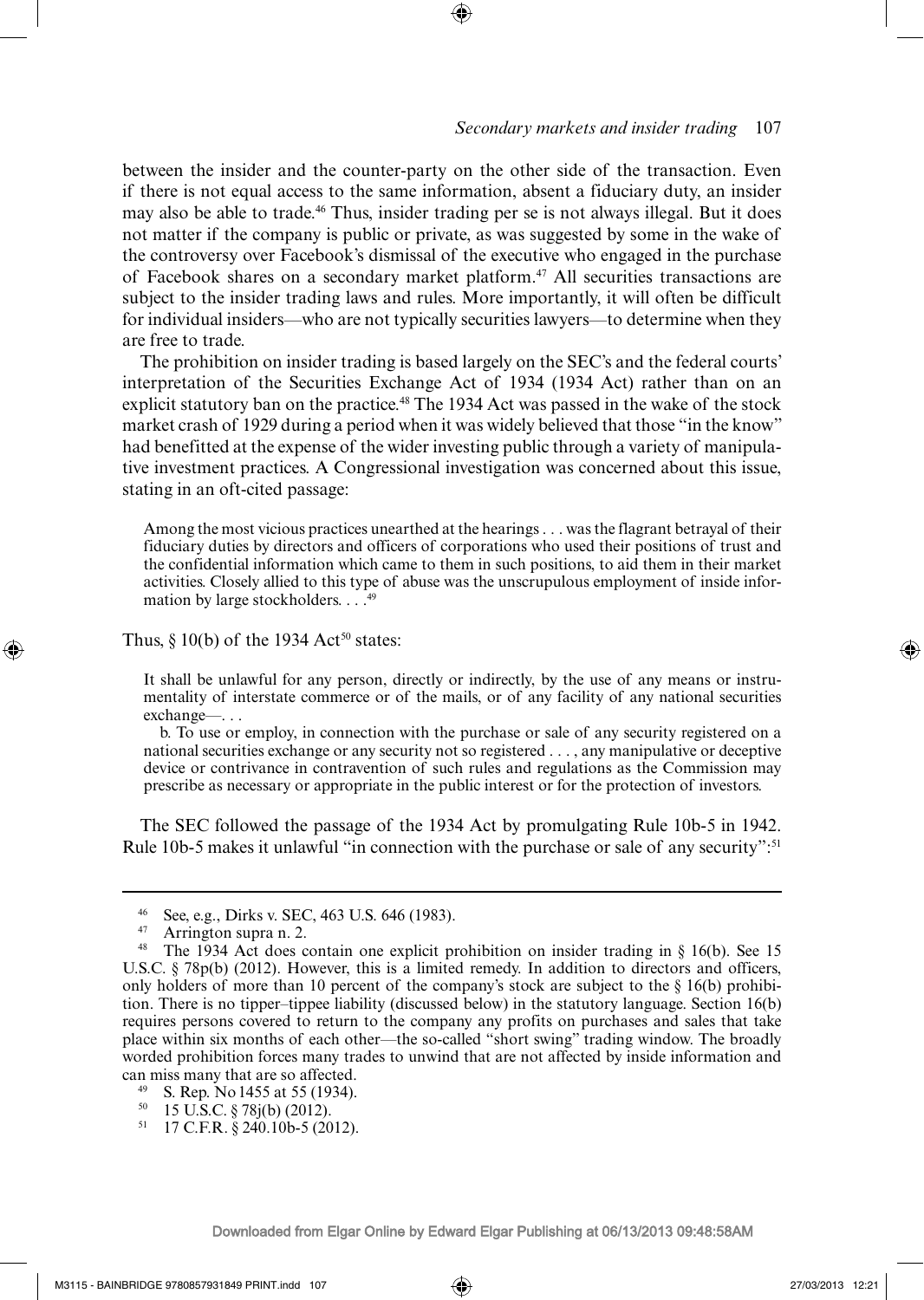between the insider and the counter-party on the other side of the transaction. Even if there is not equal access to the same information, absent a fiduciary duty, an insider may also be able to trade.[46] Thus, insider trading per se is not always illegal. But it does not matter if the company is public or private, as was suggested by some in the wake of the controversy over Facebook's dismissal of the executive who engaged in the purchase of Facebook shares on a secondary market platform.[47] All securities transactions are subject to the insider trading laws and rules. More importantly, it will often be difficult for individual insiders—who are not typically securities lawyers—to determine when they are free to trade.

The prohibition on insider trading is based largely on the SEC's and the federal courts' interpretation of the Securities Exchange Act of 1934 (1934 Act) rather than on an explicit statutory ban on the practice.[48] The 1934 Act was passed in the wake of the stock market crash of 1929 during a period when it was widely believed that those "in the know" had benefitted at the expense of the wider investing public through a variety of manipulative investment practices. A Congressional investigation was concerned about this issue, stating in an oft-cited passage:

> Among the most vicious practices unearthed at the hearings . . . was the flagrant betrayal of their fiduciary duties by directors and officers of corporations who used their positions of trust and the confidential information which came to them in such positions, to aid them in their market activities. Closely allied to this type of abuse was the unscrupulous employment of inside information by large stockholders. . . .[49]

Thus, § 10(b) of the 1934 Act[50] states:

> It shall be unlawful for any person, directly or indirectly, by the use of any means or instrumentality of interstate commerce or of the mails, or of any facility of any national securities exchange—. . .
>
> b. To use or employ, in connection with the purchase or sale of any security registered on a national securities exchange or any security not so registered . . . , any manipulative or deceptive device or contrivance in contravention of such rules and regulations as the Commission may prescribe as necessary or appropriate in the public interest or for the protection of investors.

The SEC followed the passage of the 1934 Act by promulgating Rule 10b-5 in 1942. Rule 10b-5 makes it unlawful "in connection with the purchase or sale of any security":[51]

---

[46] See, e.g., Dirks v. SEC, 463 U.S. 646 (1983).

[47] Arrington supra n. 2.

[48] The 1934 Act does contain one explicit prohibition on insider trading in § 16(b). See 15 U.S.C. § 78p(b) (2012). However, this is a limited remedy. In addition to directors and officers, only holders of more than 10 percent of the company's stock are subject to the § 16(b) prohibition. There is no tipper–tippee liability (discussed below) in the statutory language. Section 16(b) requires persons covered to return to the company any profits on purchases and sales that take place within six months of each other—the so-called "short swing" trading window. The broadly worded prohibition forces many trades to unwind that are not affected by inside information and can miss many that are so affected.

[49] S. Rep. No 1455 at 55 (1934).

[50] 15 U.S.C. § 78j(b) (2012).

[51] 17 C.F.R. § 240.10b-5 (2012).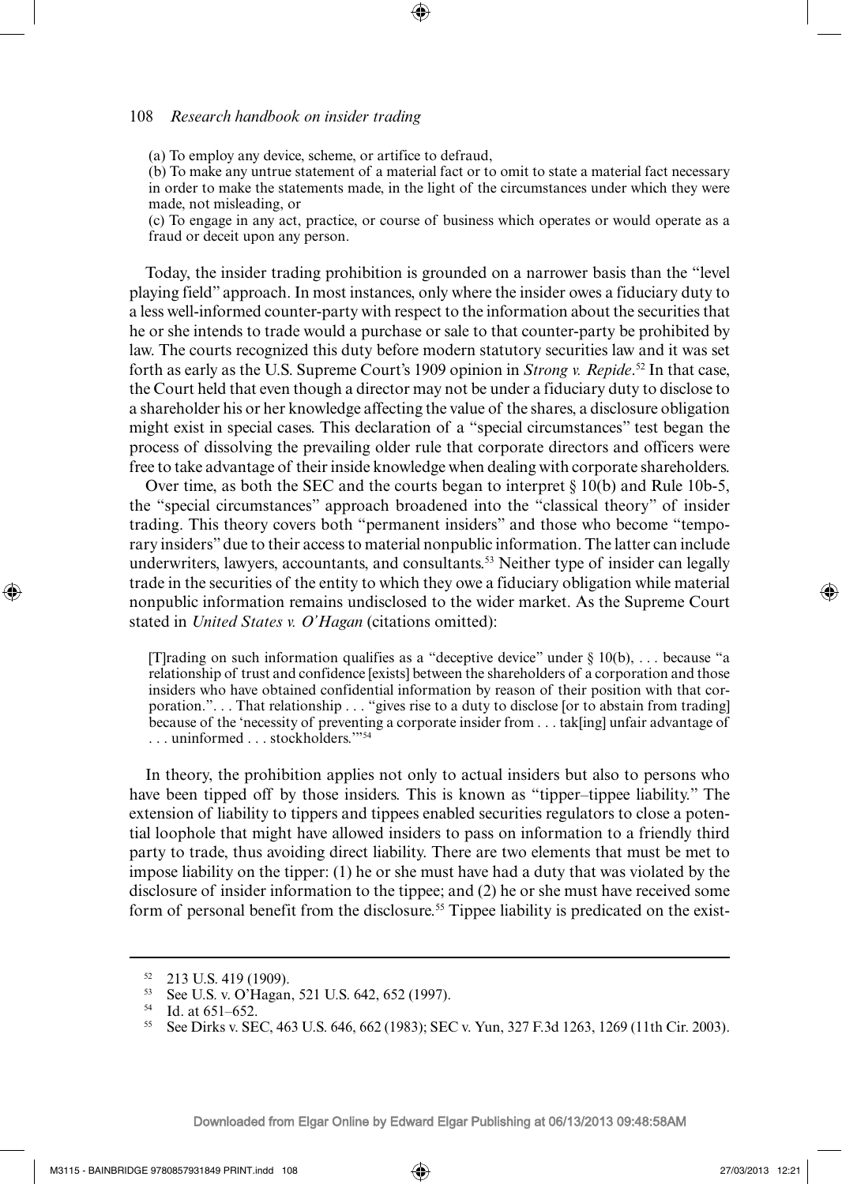(a) To employ any device, scheme, or artifice to defraud,

(b) To make any untrue statement of a material fact or to omit to state a material fact necessary in order to make the statements made, in the light of the circumstances under which they were made, not misleading, or

(c) To engage in any act, practice, or course of business which operates or would operate as a fraud or deceit upon any person.

Today, the insider trading prohibition is grounded on a narrower basis than the "level playing field" approach. In most instances, only where the insider owes a fiduciary duty to a less well-informed counter-party with respect to the information about the securities that he or she intends to trade would a purchase or sale to that counter-party be prohibited by law. The courts recognized this duty before modern statutory securities law and it was set forth as early as the U.S. Supreme Court's 1909 opinion in *Strong v. Repide*.[52] In that case, the Court held that even though a director may not be under a fiduciary duty to disclose to a shareholder his or her knowledge affecting the value of the shares, a disclosure obligation might exist in special cases. This declaration of a "special circumstances" test began the process of dissolving the prevailing older rule that corporate directors and officers were free to take advantage of their inside knowledge when dealing with corporate shareholders.

Over time, as both the SEC and the courts began to interpret § 10(b) and Rule 10b-5, the "special circumstances" approach broadened into the "classical theory" of insider trading. This theory covers both "permanent insiders" and those who become "temporary insiders" due to their access to material nonpublic information. The latter can include underwriters, lawyers, accountants, and consultants.[53] Neither type of insider can legally trade in the securities of the entity to which they owe a fiduciary obligation while material nonpublic information remains undisclosed to the wider market. As the Supreme Court stated in *United States v. O'Hagan* (citations omitted):

> [T]rading on such information qualifies as a "deceptive device" under § 10(b), . . . because "a relationship of trust and confidence [exists] between the shareholders of a corporation and those insiders who have obtained confidential information by reason of their position with that corporation.". . . That relationship . . . "gives rise to a duty to disclose [or to abstain from trading] because of the 'necessity of preventing a corporate insider from . . . tak[ing] unfair advantage of . . . uninformed . . . stockholders.'"[54]

In theory, the prohibition applies not only to actual insiders but also to persons who have been tipped off by those insiders. This is known as "tipper–tippee liability." The extension of liability to tippers and tippees enabled securities regulators to close a potential loophole that might have allowed insiders to pass on information to a friendly third party to trade, thus avoiding direct liability. There are two elements that must be met to impose liability on the tipper: (1) he or she must have had a duty that was violated by the disclosure of insider information to the tippee; and (2) he or she must have received some form of personal benefit from the disclosure.[55] Tippee liability is predicated on the exist-

---

[52] 213 U.S. 419 (1909).

[53] See U.S. v. O'Hagan, 521 U.S. 642, 652 (1997).

[54] Id. at 651–652.

[55] See Dirks v. SEC, 463 U.S. 646, 662 (1983); SEC v. Yun, 327 F.3d 1263, 1269 (11th Cir. 2003).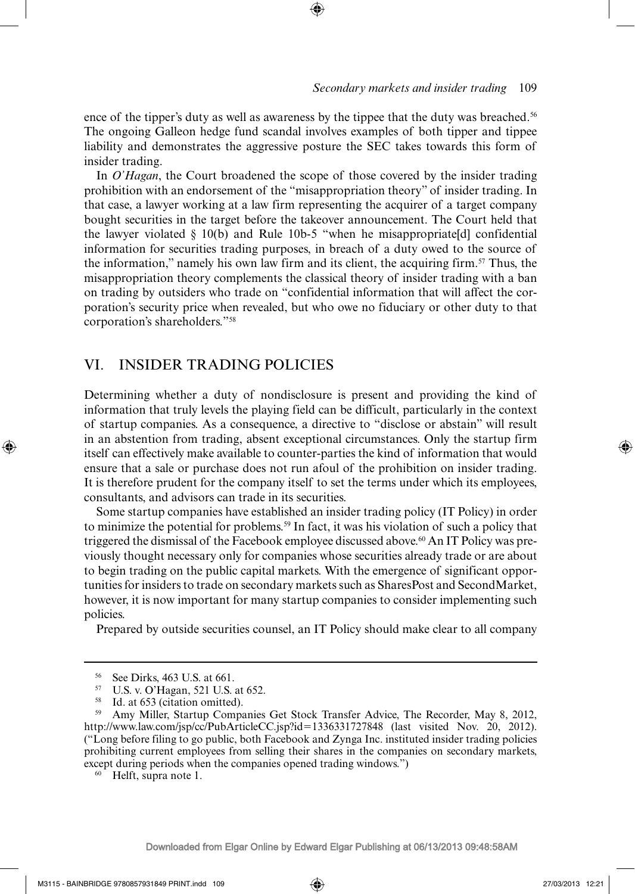ence of the tipper's duty as well as awareness by the tippee that the duty was breached.[56] The ongoing Galleon hedge fund scandal involves examples of both tipper and tippee liability and demonstrates the aggressive posture the SEC takes towards this form of insider trading.

In *O'Hagan*, the Court broadened the scope of those covered by the insider trading prohibition with an endorsement of the "misappropriation theory" of insider trading. In that case, a lawyer working at a law firm representing the acquirer of a target company bought securities in the target before the takeover announcement. The Court held that the lawyer violated § 10(b) and Rule 10b-5 "when he misappropriate[d] confidential information for securities trading purposes, in breach of a duty owed to the source of the information," namely his own law firm and its client, the acquiring firm.[57] Thus, the misappropriation theory complements the classical theory of insider trading with a ban on trading by outsiders who trade on "confidential information that will affect the corporation's security price when revealed, but who owe no fiduciary or other duty to that corporation's shareholders."[58]

## VI. INSIDER TRADING POLICIES

Determining whether a duty of nondisclosure is present and providing the kind of information that truly levels the playing field can be difficult, particularly in the context of startup companies. As a consequence, a directive to "disclose or abstain" will result in an abstention from trading, absent exceptional circumstances. Only the startup firm itself can effectively make available to counter-parties the kind of information that would ensure that a sale or purchase does not run afoul of the prohibition on insider trading. It is therefore prudent for the company itself to set the terms under which its employees, consultants, and advisors can trade in its securities.

Some startup companies have established an insider trading policy (IT Policy) in order to minimize the potential for problems.[59] In fact, it was his violation of such a policy that triggered the dismissal of the Facebook employee discussed above.[60] An IT Policy was previously thought necessary only for companies whose securities already trade or are about to begin trading on the public capital markets. With the emergence of significant opportunities for insiders to trade on secondary markets such as SharesPost and SecondMarket, however, it is now important for many startup companies to consider implementing such policies.

Prepared by outside securities counsel, an IT Policy should make clear to all company

---

[56] See Dirks, 463 U.S. at 661.

[57] U.S. v. O'Hagan, 521 U.S. at 652.

[58] Id. at 653 (citation omitted).

[59] Amy Miller, Startup Companies Get Stock Transfer Advice, The Recorder, May 8, 2012, http://www.law.com/jsp/cc/PubArticleCC.jsp?id=1336331727848 (last visited Nov. 20, 2012). ("Long before filing to go public, both Facebook and Zynga Inc. instituted insider trading policies prohibiting current employees from selling their shares in the companies on secondary markets, except during periods when the companies opened trading windows.")

[60] Helft, supra note 1.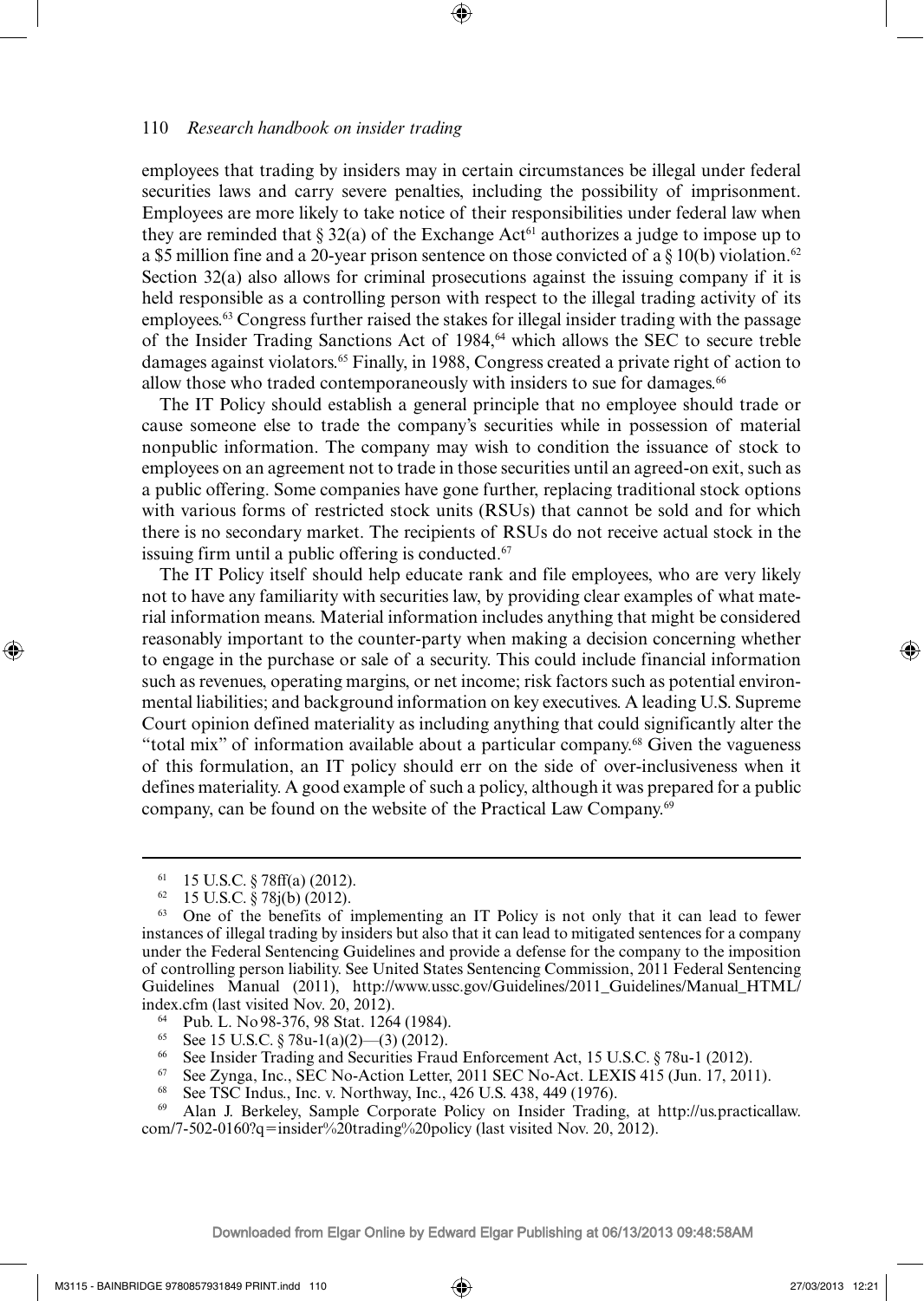employees that trading by insiders may in certain circumstances be illegal under federal securities laws and carry severe penalties, including the possibility of imprisonment. Employees are more likely to take notice of their responsibilities under federal law when they are reminded that § 32(a) of the Exchange Act[61] authorizes a judge to impose up to a $5 million fine and a 20-year prison sentence on those convicted of a § 10(b) violation.[62] Section 32(a) also allows for criminal prosecutions against the issuing company if it is held responsible as a controlling person with respect to the illegal trading activity of its employees.[63] Congress further raised the stakes for illegal insider trading with the passage of the Insider Trading Sanctions Act of 1984,[64] which allows the SEC to secure treble damages against violators.[65] Finally, in 1988, Congress created a private right of action to allow those who traded contemporaneously with insiders to sue for damages.[66]

The IT Policy should establish a general principle that no employee should trade or cause someone else to trade the company's securities while in possession of material nonpublic information. The company may wish to condition the issuance of stock to employees on an agreement not to trade in those securities until an agreed-on exit, such as a public offering. Some companies have gone further, replacing traditional stock options with various forms of restricted stock units (RSUs) that cannot be sold and for which there is no secondary market. The recipients of RSUs do not receive actual stock in the issuing firm until a public offering is conducted.[67]

The IT Policy itself should help educate rank and file employees, who are very likely not to have any familiarity with securities law, by providing clear examples of what material information means. Material information includes anything that might be considered reasonably important to the counter-party when making a decision concerning whether to engage in the purchase or sale of a security. This could include financial information such as revenues, operating margins, or net income; risk factors such as potential environmental liabilities; and background information on key executives. A leading U.S. Supreme Court opinion defined materiality as including anything that could significantly alter the "total mix" of information available about a particular company.[68] Given the vagueness of this formulation, an IT policy should err on the side of over-inclusiveness when it defines materiality. A good example of such a policy, although it was prepared for a public company, can be found on the website of the Practical Law Company.[69]

---

[61] 15 U.S.C. § 78ff(a) (2012).

[62] 15 U.S.C. § 78j(b) (2012).

[63] One of the benefits of implementing an IT Policy is not only that it can lead to fewer instances of illegal trading by insiders but also that it can lead to mitigated sentences for a company under the Federal Sentencing Guidelines and provide a defense for the company to the imposition of controlling person liability. See United States Sentencing Commission, 2011 Federal Sentencing Guidelines Manual (2011), http://www.ussc.gov/Guidelines/2011_Guidelines/Manual_HTML/index.cfm (last visited Nov. 20, 2012).

[64] Pub. L. No 98-376, 98 Stat. 1264 (1984).

[65] See 15 U.S.C. § 78u-1(a)(2)—(3) (2012).

[66] See Insider Trading and Securities Fraud Enforcement Act, 15 U.S.C. § 78u-1 (2012).

[67] See Zynga, Inc., SEC No-Action Letter, 2011 SEC No-Act. LEXIS 415 (Jun. 17, 2011).

[68] See TSC Indus., Inc. v. Northway, Inc., 426 U.S. 438, 449 (1976).

[69] Alan J. Berkeley, Sample Corporate Policy on Insider Trading, at http://us.practicallaw.com/7-502-0160?q=insider%20trading%20policy (last visited Nov. 20, 2012).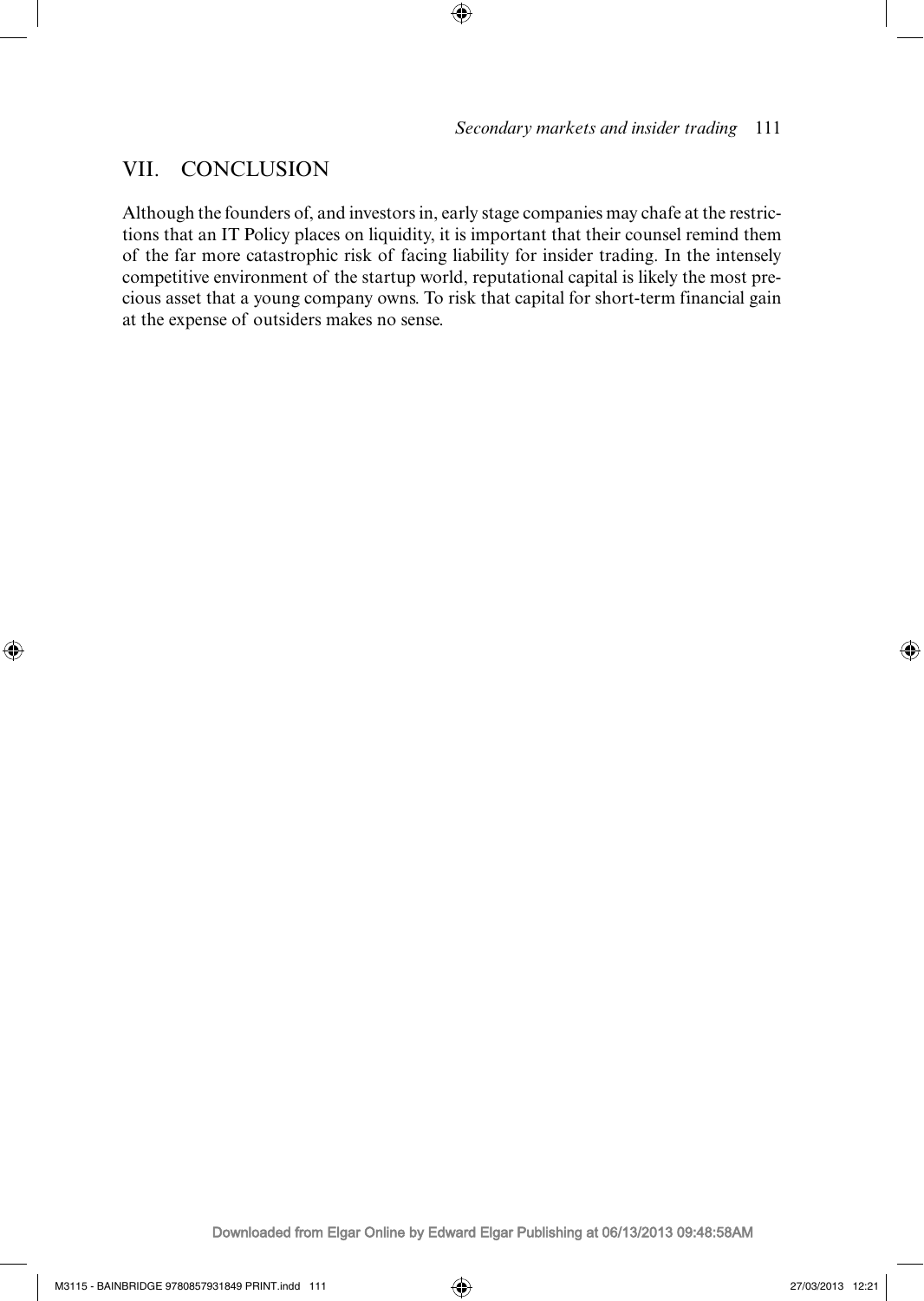## VII. CONCLUSION

Although the founders of, and investors in, early stage companies may chafe at the restrictions that an IT Policy places on liquidity, it is important that their counsel remind them of the far more catastrophic risk of facing liability for insider trading. In the intensely competitive environment of the startup world, reputational capital is likely the most precious asset that a young company owns. To risk that capital for short-term financial gain at the expense of outsiders makes no sense.